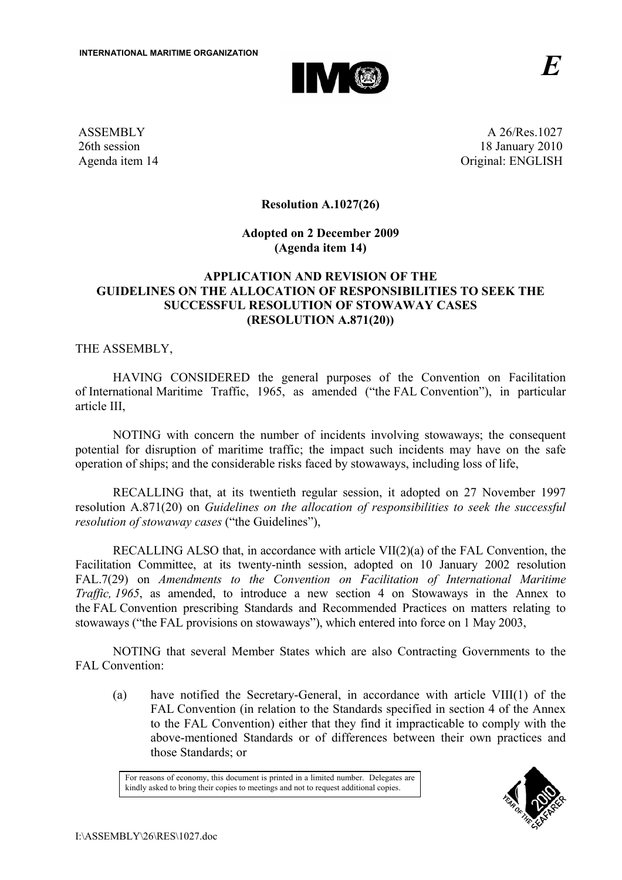INTERNATIONAL MARITIME ORGANIZATION

*E*

ASSEMBLY
26th session
Agenda item 14

A 26/Res.1027
18 January 2010
Original: ENGLISH

**Resolution A.1027(26)**

**Adopted on 2 December 2009**
**(Agenda item 14)**

**APPLICATION AND REVISION OF THE GUIDELINES ON THE ALLOCATION OF RESPONSIBILITIES TO SEEK THE SUCCESSFUL RESOLUTION OF STOWAWAY CASES (RESOLUTION A.871(20))**

THE ASSEMBLY,

HAVING CONSIDERED the general purposes of the Convention on Facilitation of International Maritime Traffic, 1965, as amended ("the FAL Convention"), in particular article III,

NOTING with concern the number of incidents involving stowaways; the consequent potential for disruption of maritime traffic; the impact such incidents may have on the safe operation of ships; and the considerable risks faced by stowaways, including loss of life,

RECALLING that, at its twentieth regular session, it adopted on 27 November 1997 resolution A.871(20) on *Guidelines on the allocation of responsibilities to seek the successful resolution of stowaway cases* ("the Guidelines"),

RECALLING ALSO that, in accordance with article VII(2)(a) of the FAL Convention, the Facilitation Committee, at its twenty-ninth session, adopted on 10 January 2002 resolution FAL.7(29) on *Amendments to the Convention on Facilitation of International Maritime Traffic, 1965*, as amended, to introduce a new section 4 on Stowaways in the Annex to the FAL Convention prescribing Standards and Recommended Practices on matters relating to stowaways ("the FAL provisions on stowaways"), which entered into force on 1 May 2003,

NOTING that several Member States which are also Contracting Governments to the FAL Convention:

(a) have notified the Secretary-General, in accordance with article VIII(1) of the FAL Convention (in relation to the Standards specified in section 4 of the Annex to the FAL Convention) either that they find it impracticable to comply with the above-mentioned Standards or of differences between their own practices and those Standards; or

For reasons of economy, this document is printed in a limited number. Delegates are kindly asked to bring their copies to meetings and not to request additional copies.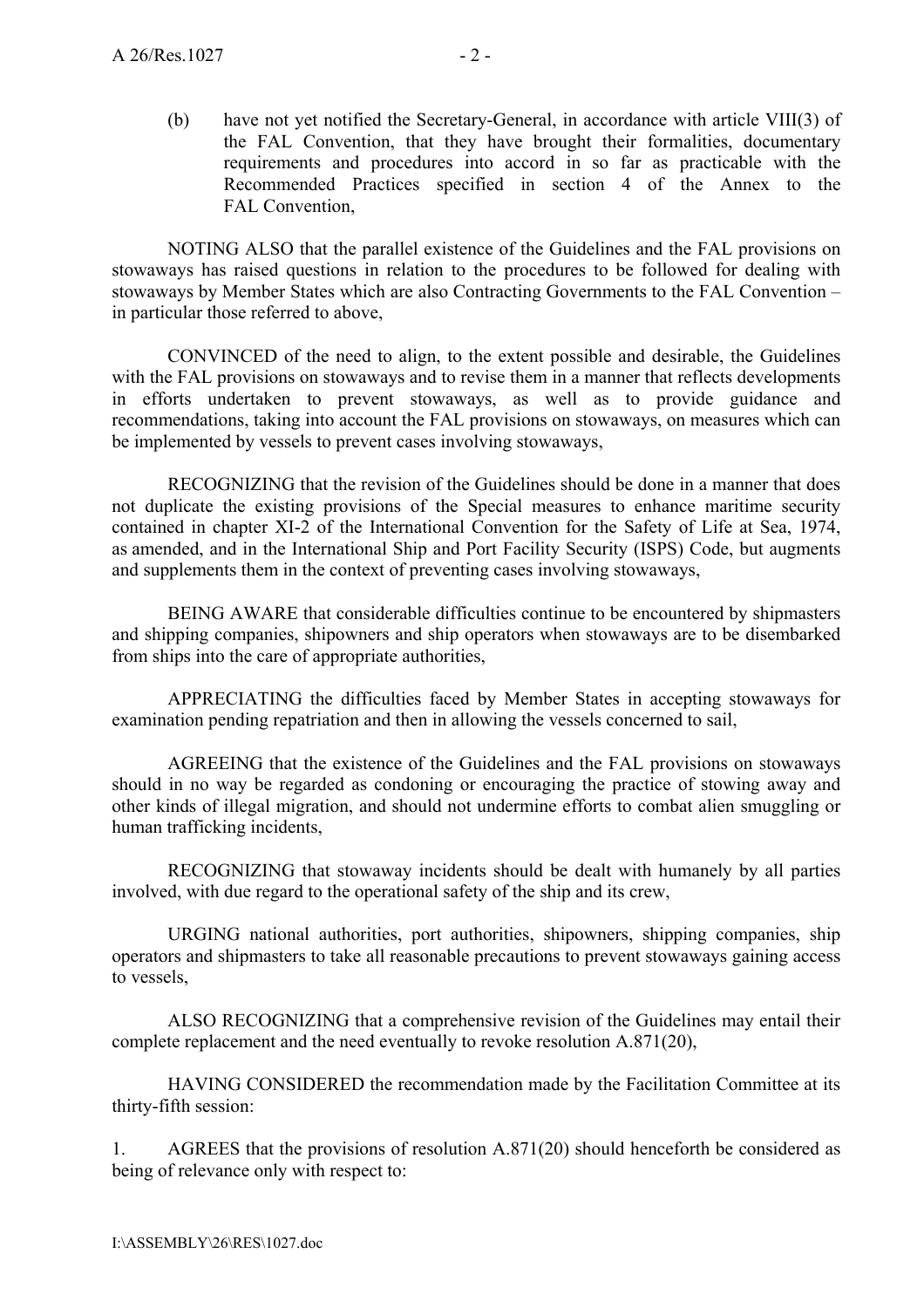(b) have not yet notified the Secretary-General, in accordance with article VIII(3) of the FAL Convention, that they have brought their formalities, documentary requirements and procedures into accord in so far as practicable with the Recommended Practices specified in section 4 of the Annex to the FAL Convention,

NOTING ALSO that the parallel existence of the Guidelines and the FAL provisions on stowaways has raised questions in relation to the procedures to be followed for dealing with stowaways by Member States which are also Contracting Governments to the FAL Convention – in particular those referred to above,

CONVINCED of the need to align, to the extent possible and desirable, the Guidelines with the FAL provisions on stowaways and to revise them in a manner that reflects developments in efforts undertaken to prevent stowaways, as well as to provide guidance and recommendations, taking into account the FAL provisions on stowaways, on measures which can be implemented by vessels to prevent cases involving stowaways,

RECOGNIZING that the revision of the Guidelines should be done in a manner that does not duplicate the existing provisions of the Special measures to enhance maritime security contained in chapter XI-2 of the International Convention for the Safety of Life at Sea, 1974, as amended, and in the International Ship and Port Facility Security (ISPS) Code, but augments and supplements them in the context of preventing cases involving stowaways,

BEING AWARE that considerable difficulties continue to be encountered by shipmasters and shipping companies, shipowners and ship operators when stowaways are to be disembarked from ships into the care of appropriate authorities,

APPRECIATING the difficulties faced by Member States in accepting stowaways for examination pending repatriation and then in allowing the vessels concerned to sail,

AGREEING that the existence of the Guidelines and the FAL provisions on stowaways should in no way be regarded as condoning or encouraging the practice of stowing away and other kinds of illegal migration, and should not undermine efforts to combat alien smuggling or human trafficking incidents,

RECOGNIZING that stowaway incidents should be dealt with humanely by all parties involved, with due regard to the operational safety of the ship and its crew,

URGING national authorities, port authorities, shipowners, shipping companies, ship operators and shipmasters to take all reasonable precautions to prevent stowaways gaining access to vessels,

ALSO RECOGNIZING that a comprehensive revision of the Guidelines may entail their complete replacement and the need eventually to revoke resolution A.871(20),

HAVING CONSIDERED the recommendation made by the Facilitation Committee at its thirty-fifth session:

1. AGREES that the provisions of resolution A.871(20) should henceforth be considered as being of relevance only with respect to: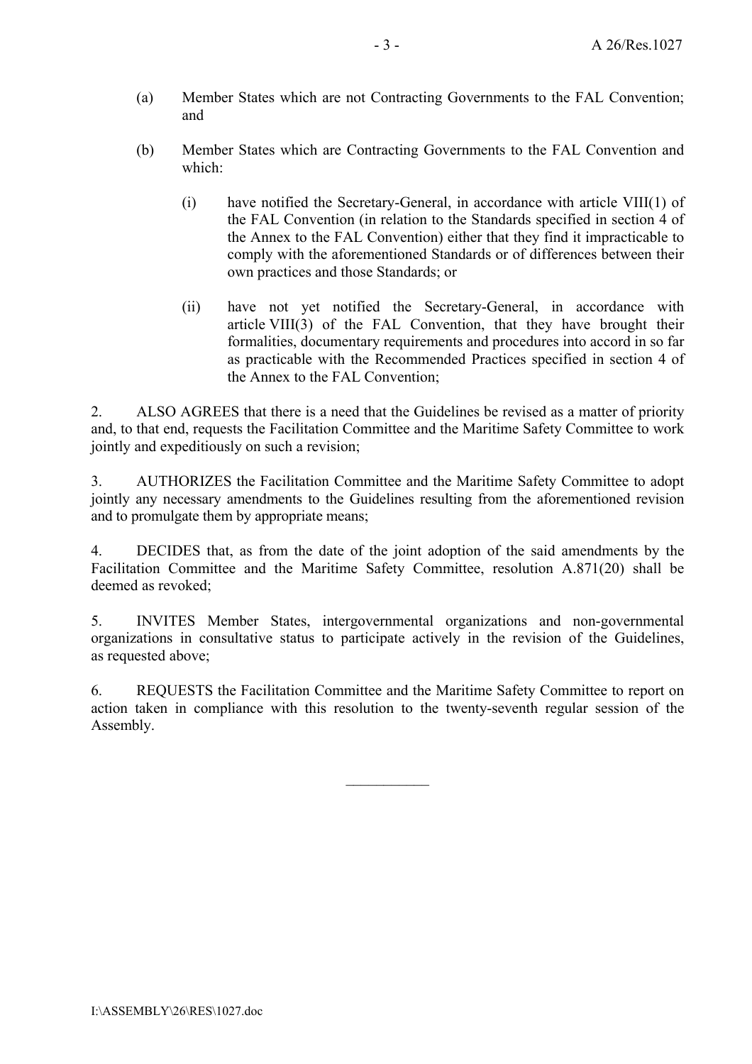(a) Member States which are not Contracting Governments to the FAL Convention; and

(b) Member States which are Contracting Governments to the FAL Convention and which:

   (i) have notified the Secretary-General, in accordance with article VIII(1) of the FAL Convention (in relation to the Standards specified in section 4 of the Annex to the FAL Convention) either that they find it impracticable to comply with the aforementioned Standards or of differences between their own practices and those Standards; or

   (ii) have not yet notified the Secretary-General, in accordance with article VIII(3) of the FAL Convention, that they have brought their formalities, documentary requirements and procedures into accord in so far as practicable with the Recommended Practices specified in section 4 of the Annex to the FAL Convention;

2. ALSO AGREES that there is a need that the Guidelines be revised as a matter of priority and, to that end, requests the Facilitation Committee and the Maritime Safety Committee to work jointly and expeditiously on such a revision;

3. AUTHORIZES the Facilitation Committee and the Maritime Safety Committee to adopt jointly any necessary amendments to the Guidelines resulting from the aforementioned revision and to promulgate them by appropriate means;

4. DECIDES that, as from the date of the joint adoption of the said amendments by the Facilitation Committee and the Maritime Safety Committee, resolution A.871(20) shall be deemed as revoked;

5. INVITES Member States, intergovernmental organizations and non-governmental organizations in consultative status to participate actively in the revision of the Guidelines, as requested above;

6. REQUESTS the Facilitation Committee and the Maritime Safety Committee to report on action taken in compliance with this resolution to the twenty-seventh regular session of the Assembly.

___________